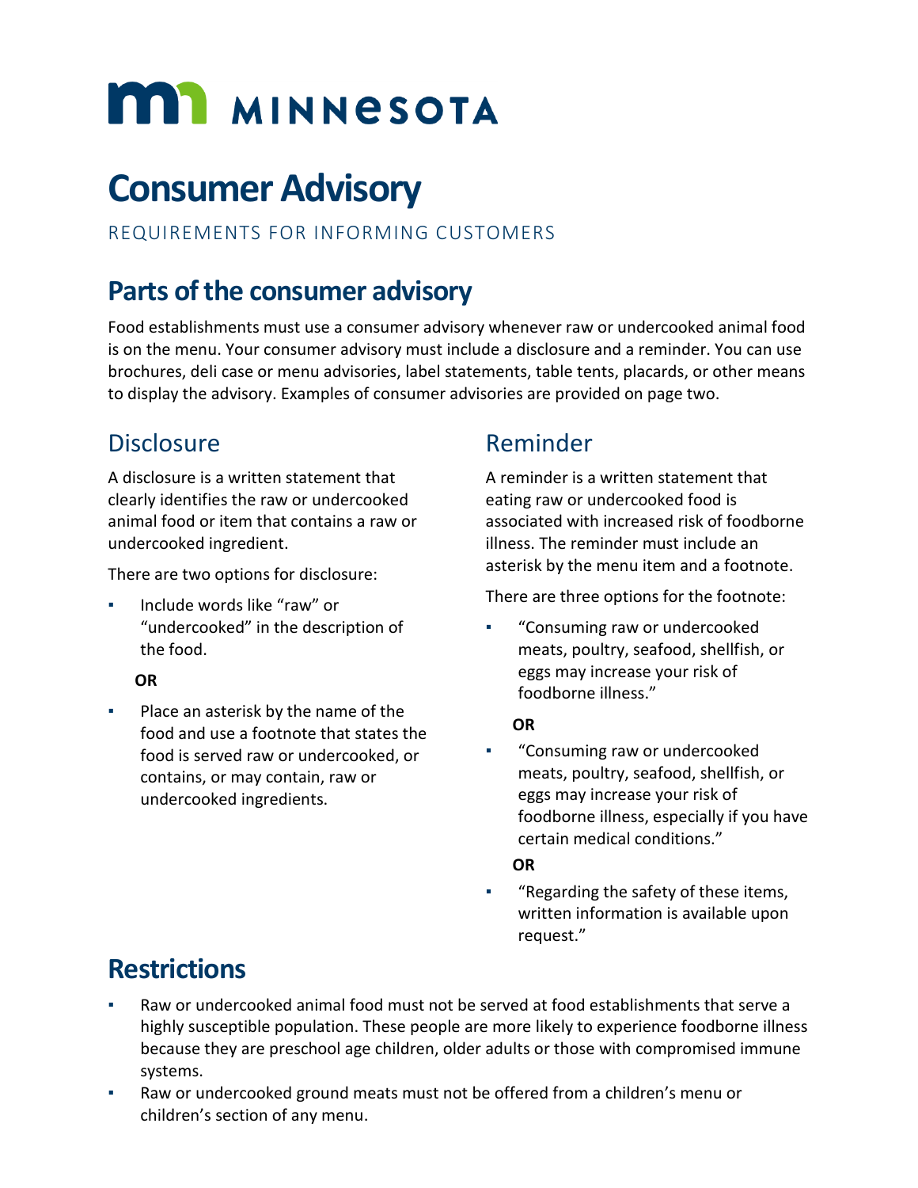# MINNESOTA

# Consumer Advisory

REQUIREMENTS FOR INFORMING CUSTOMERS

## Parts of the consumer advisory

Food establishments must use a consumer advisory whenever raw or undercooked animal food is on the menu. Your consumer advisory must include a disclosure and a reminder. You can use brochures, deli case or menu advisories, label statements, table tents, placards, or other means to display the advisory. Examples of consumer advisories are provided on page two.

### Disclosure

A disclosure is a written statement that clearly identifies the raw or undercooked animal food or item that contains a raw or undercooked ingredient.

There are two options for disclosure:

- Include words like "raw" or "undercooked" in the description of the food.

  **OR**

- Place an asterisk by the name of the food and use a footnote that states the food is served raw or undercooked, or contains, or may contain, raw or undercooked ingredients.

### Reminder

A reminder is a written statement that eating raw or undercooked food is associated with increased risk of foodborne illness. The reminder must include an asterisk by the menu item and a footnote.

There are three options for the footnote:

- "Consuming raw or undercooked meats, poultry, seafood, shellfish, or eggs may increase your risk of foodborne illness."

  **OR**

- "Consuming raw or undercooked meats, poultry, seafood, shellfish, or eggs may increase your risk of foodborne illness, especially if you have certain medical conditions."

  **OR**

- "Regarding the safety of these items, written information is available upon request."

## Restrictions

- Raw or undercooked animal food must not be served at food establishments that serve a highly susceptible population. These people are more likely to experience foodborne illness because they are preschool age children, older adults or those with compromised immune systems.
- Raw or undercooked ground meats must not be offered from a children's menu or children's section of any menu.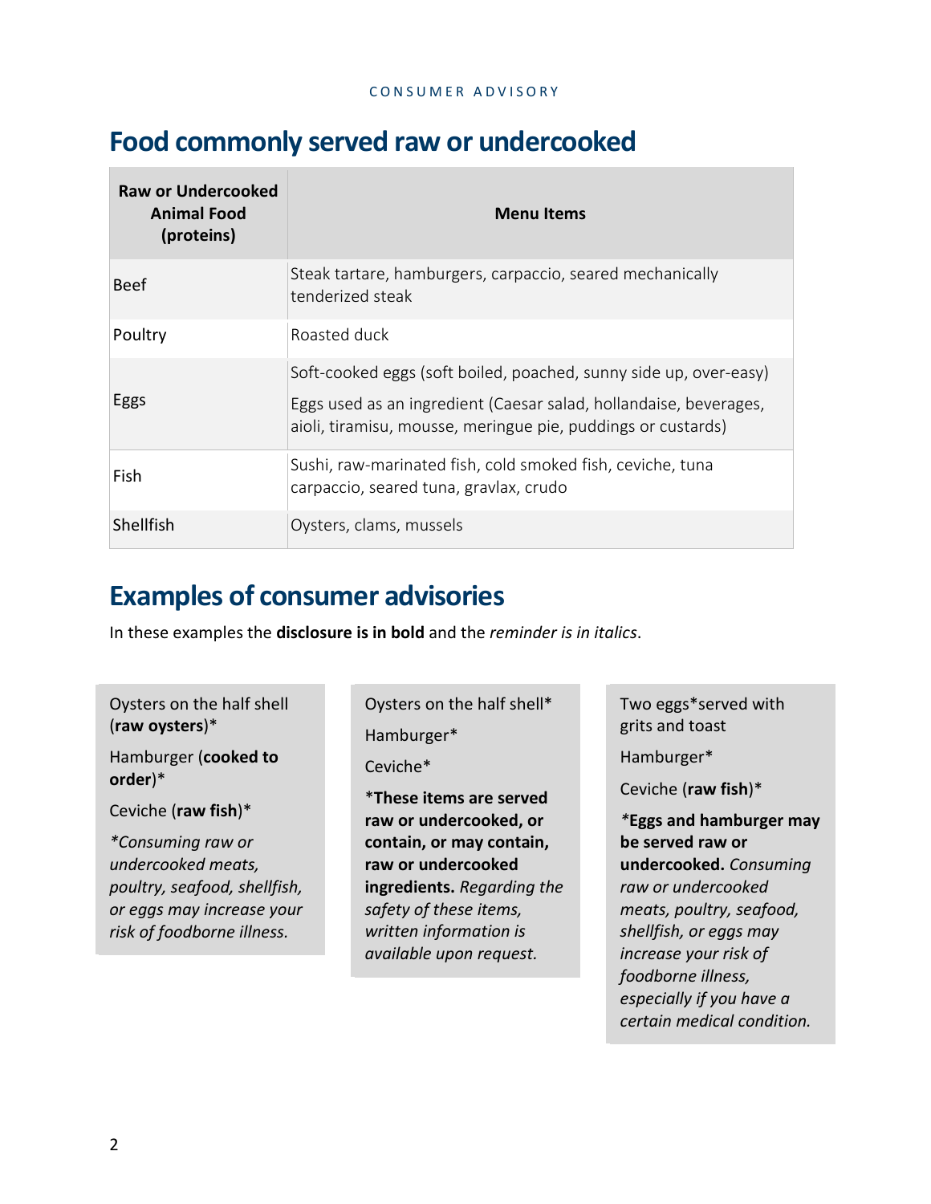## Food commonly served raw or undercooked

| Raw or Undercooked Animal Food (proteins) | Menu Items |
|---|---|
| Beef | Steak tartare, hamburgers, carpaccio, seared mechanically tenderized steak |
| Poultry | Roasted duck |
| Eggs | Soft-cooked eggs (soft boiled, poached, sunny side up, over-easy)<br>Eggs used as an ingredient (Caesar salad, hollandaise, beverages, aioli, tiramisu, mousse, meringue pie, puddings or custards) |
| Fish | Sushi, raw-marinated fish, cold smoked fish, ceviche, tuna carpaccio, seared tuna, gravlax, crudo |
| Shellfish | Oysters, clams, mussels |

## Examples of consumer advisories

In these examples the **disclosure is in bold** and the *reminder is in italics*.

Oysters on the half shell (**raw oysters**)*

Hamburger (**cooked to order**)*

Ceviche (**raw fish**)*

*\*Consuming raw or undercooked meats, poultry, seafood, shellfish, or eggs may increase your risk of foodborne illness.*

---

Oysters on the half shell*

Hamburger*

Ceviche*

\***These items are served raw or undercooked, or contain, or may contain, raw or undercooked ingredients.** *Regarding the safety of these items, written information is available upon request.*

---

Two eggs*served with grits and toast

Hamburger*

Ceviche (**raw fish**)*

*\****Eggs and hamburger may be served raw or undercooked.** *Consuming raw or undercooked meats, poultry, seafood, shellfish, or eggs may increase your risk of foodborne illness, especially if you have a certain medical condition.*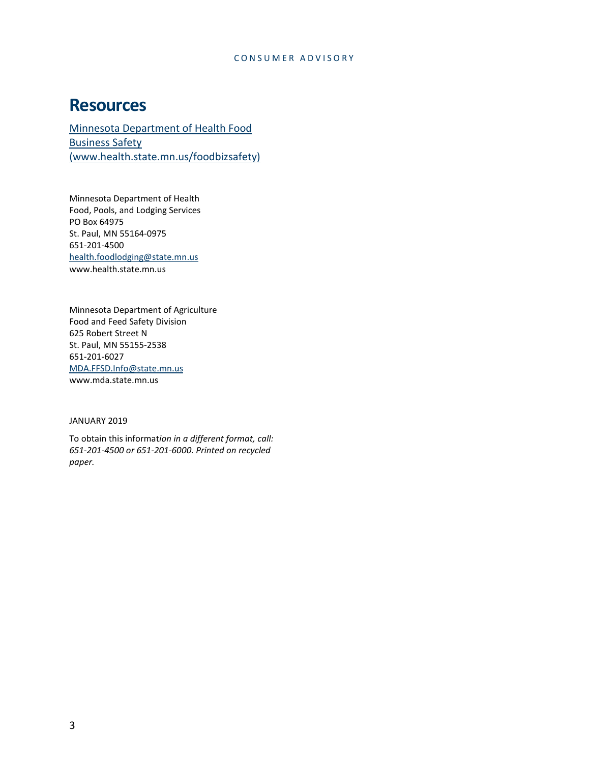# Resources

[Minnesota Department of Health Food Business Safety (www.health.state.mn.us/foodbizsafety)](www.health.state.mn.us/foodbizsafety)

Minnesota Department of Health
Food, Pools, and Lodging Services
PO Box 64975
St. Paul, MN 55164-0975
651-201-4500
health.foodlodging@state.mn.us
www.health.state.mn.us

Minnesota Department of Agriculture
Food and Feed Safety Division
625 Robert Street N
St. Paul, MN 55155-2538
651-201-6027
MDA.FFSD.Info@state.mn.us
www.mda.state.mn.us

JANUARY 2019

To obtain this informat*ion in a different format, call: 651-201-4500 or 651-201-6000. Printed on recycled paper.*